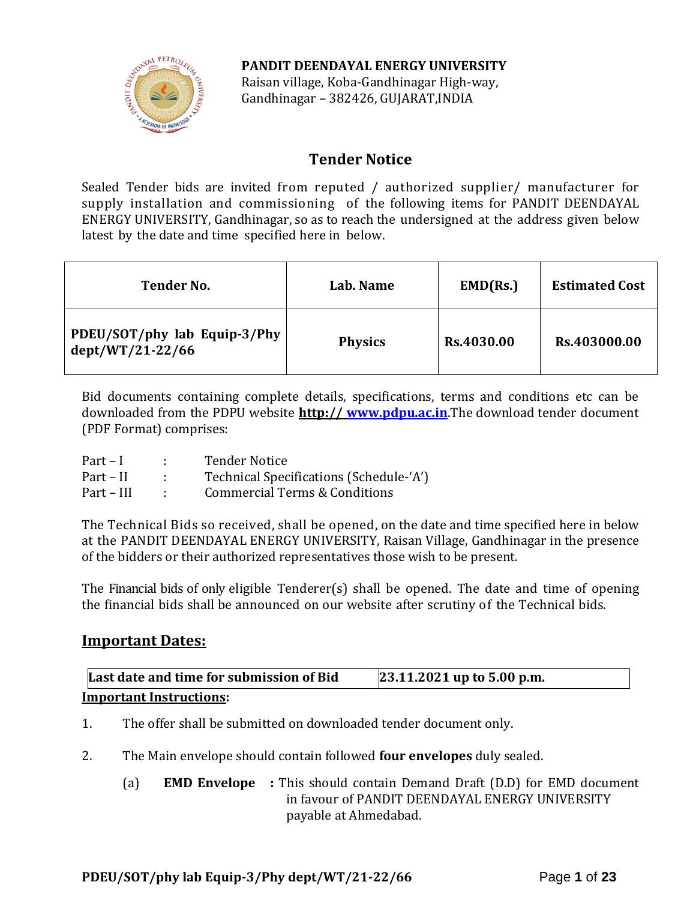**PANDIT DEENDAYAL ENERGY UNIVERSITY**
Raisan village, Koba-Gandhinagar High-way,
Gandhinagar – 382426, GUJARAT,INDIA

# Tender Notice

Sealed Tender bids are invited from reputed / authorized supplier/ manufacturer for supply installation and commissioning of the following items for PANDIT DEENDAYAL ENERGY UNIVERSITY, Gandhinagar, so as to reach the undersigned at the address given below latest by the date and time specified here in below.

| Tender No. | Lab. Name | EMD(Rs.) | Estimated Cost |
|---|---|---|---|
| **PDEU/SOT/phy lab Equip-3/Phy dept/WT/21-22/66** | **Physics** | **Rs.4030.00** | **Rs.403000.00** |

Bid documents containing complete details, specifications, terms and conditions etc can be downloaded from the PDPU website **http:// www.pdpu.ac.in**.The download tender document (PDF Format) comprises:

Part – I : Tender Notice
Part – II : Technical Specifications (Schedule-'A')
Part – III : Commercial Terms & Conditions

The Technical Bids so received, shall be opened, on the date and time specified here in below at the PANDIT DEENDAYAL ENERGY UNIVERSITY, Raisan Village, Gandhinagar in the presence of the bidders or their authorized representatives those wish to be present.

The Financial bids of only eligible Tenderer(s) shall be opened. The date and time of opening the financial bids shall be announced on our website after scrutiny of the Technical bids.

## Important Dates:

| **Last date and time for submission of Bid** | **23.11.2021 up to 5.00 p.m.** |
|---|---|

**Important Instructions:**

1. The offer shall be submitted on downloaded tender document only.

2. The Main envelope should contain followed **four envelopes** duly sealed.

   (a) **EMD Envelope** : This should contain Demand Draft (D.D) for EMD document in favour of PANDIT DEENDAYAL ENERGY UNIVERSITY payable at Ahmedabad.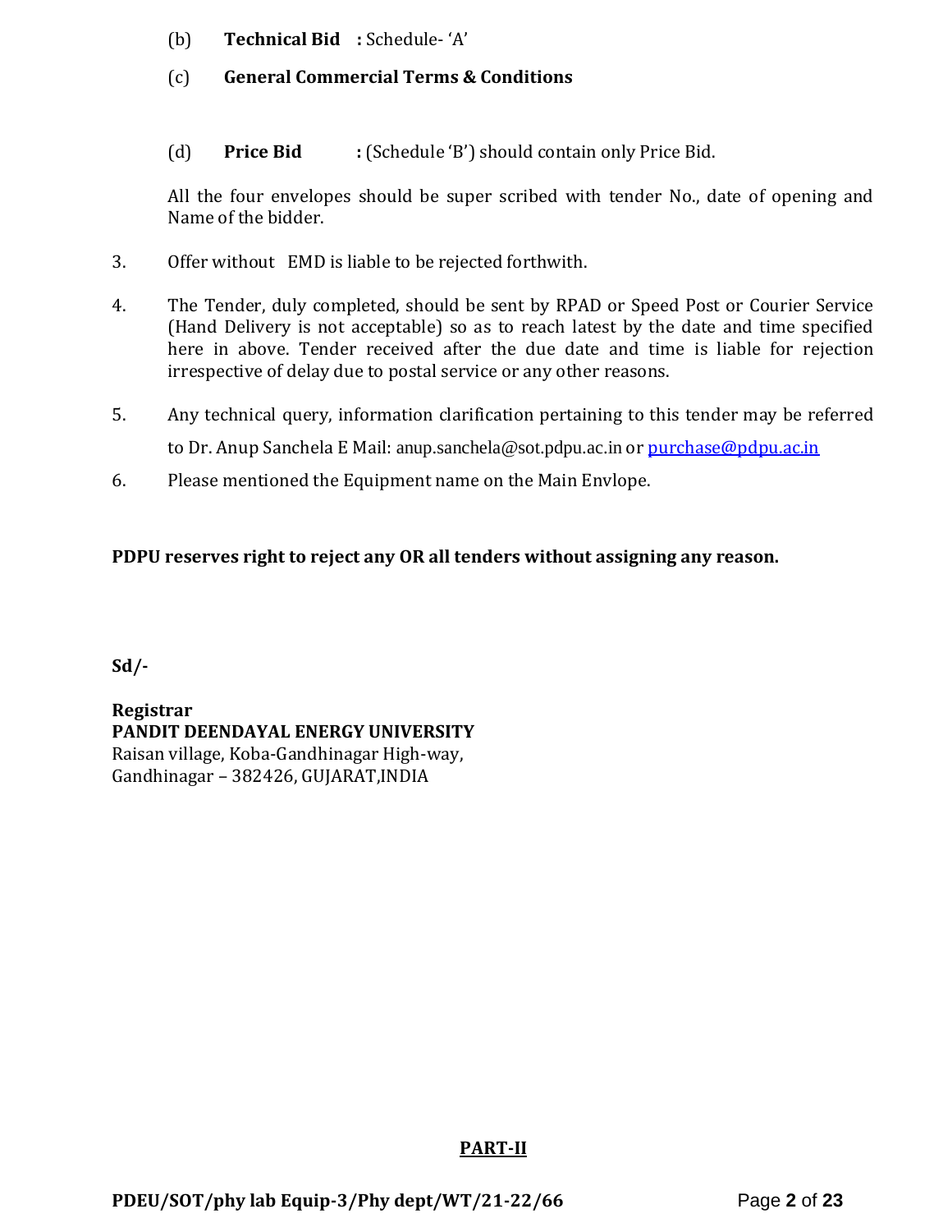(b) **Technical Bid** **:** Schedule- 'A'

(c) **General Commercial Terms & Conditions**

(d) **Price Bid** **:** (Schedule 'B') should contain only Price Bid.

All the four envelopes should be super scribed with tender No., date of opening and Name of the bidder.

3. Offer without EMD is liable to be rejected forthwith.

4. The Tender, duly completed, should be sent by RPAD or Speed Post or Courier Service (Hand Delivery is not acceptable) so as to reach latest by the date and time specified here in above. Tender received after the due date and time is liable for rejection irrespective of delay due to postal service or any other reasons.

5. Any technical query, information clarification pertaining to this tender may be referred to Dr. Anup Sanchela E Mail: anup.sanchela@sot.pdpu.ac.in or purchase@pdpu.ac.in

6. Please mentioned the Equipment name on the Main Envlope.

**PDPU reserves right to reject any OR all tenders without assigning any reason.**

**Sd/-**

**Registrar**
**PANDIT DEENDAYAL ENERGY UNIVERSITY**
Raisan village, Koba-Gandhinagar High-way,
Gandhinagar – 382426, GUJARAT,INDIA

**PART-II**

**PDEU/SOT/phy lab Equip-3/Phy dept/WT/21-22/66**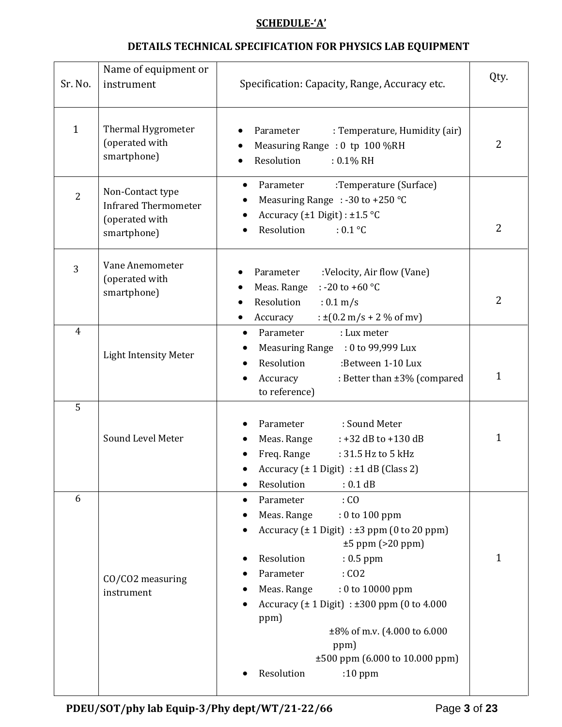**SCHEDULE-'A'**

**DETAILS TECHNICAL SPECIFICATION FOR PHYSICS LAB EQUIPMENT**

| Sr. No. | Name of equipment or instrument | Specification: Capacity, Range, Accuracy etc. | Qty. |
|---|---|---|---|
| 1 | Thermal Hygrometer (operated with smartphone) | • Parameter : Temperature, Humidity (air)<br>• Measuring Range : 0 tp 100 %RH<br>• Resolution : 0.1% RH | 2 |
| 2 | Non-Contact type Infrared Thermometer (operated with smartphone) | • Parameter :Temperature (Surface)<br>• Measuring Range : -30 to +250 °C<br>• Accuracy (±1 Digit) : ±1.5 °C<br>• Resolution : 0.1 °C | 2 |
| 3 | Vane Anemometer (operated with smartphone) | • Parameter :Velocity, Air flow (Vane)<br>• Meas. Range : -20 to +60 °C<br>• Resolution : 0.1 m/s<br>• Accuracy : ±(0.2 m/s + 2 % of mv) | 2 |
| 4 | Light Intensity Meter | • Parameter : Lux meter<br>• Measuring Range : 0 to 99,999 Lux<br>• Resolution :Between 1-10 Lux<br>• Accuracy : Better than ±3% (compared to reference) | 1 |
| 5 | Sound Level Meter | • Parameter : Sound Meter<br>• Meas. Range : +32 dB to +130 dB<br>• Freq. Range : 31.5 Hz to 5 kHz<br>• Accuracy (± 1 Digit) : ±1 dB (Class 2)<br>• Resolution : 0.1 dB | 1 |
| 6 | CO/CO2 measuring instrument | • Parameter : CO<br>• Meas. Range : 0 to 100 ppm<br>• Accuracy (± 1 Digit) : ±3 ppm (0 to 20 ppm) ±5 ppm (>20 ppm)<br>• Resolution : 0.5 ppm<br>• Parameter : CO2<br>• Meas. Range : 0 to 10000 ppm<br>• Accuracy (± 1 Digit) : ±300 ppm (0 to 4.000 ppm) ±8% of m.v. (4.000 to 6.000 ppm) ±500 ppm (6.000 to 10.000 ppm)<br>• Resolution :10 ppm | 1 |

PDEU/SOT/phy lab Equip-3/Phy dept/WT/21-22/66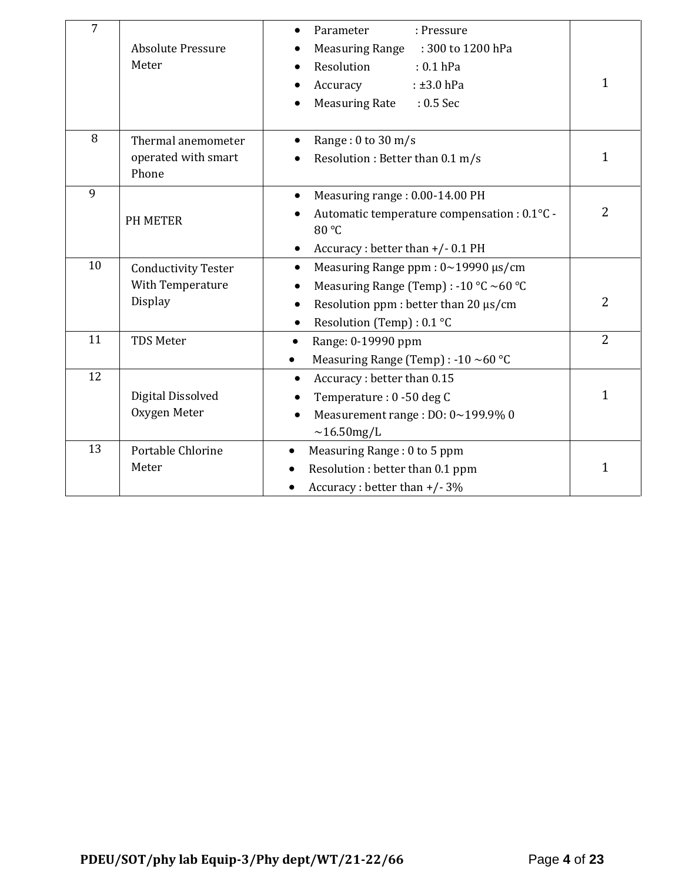| 7 | Absolute Pressure Meter | • Parameter : Pressure<br>• Measuring Range : 300 to 1200 hPa<br>• Resolution : 0.1 hPa<br>• Accuracy : ±3.0 hPa<br>• Measuring Rate : 0.5 Sec | 1 |
|---|---|---|---|
| 8 | Thermal anemometer operated with smart Phone | • Range : 0 to 30 m/s<br>• Resolution : Better than 0.1 m/s | 1 |
| 9 | PH METER | • Measuring range : 0.00-14.00 PH<br>• Automatic temperature compensation : 0.1°C - 80 °C<br>• Accuracy : better than +/- 0.1 PH | 2 |
| 10 | Conductivity Tester With Temperature Display | • Measuring Range ppm : 0~19990 μs/cm<br>• Measuring Range (Temp) : -10 °C ~60 °C<br>• Resolution ppm : better than 20 μs/cm<br>• Resolution (Temp) : 0.1 °C | 2 |
| 11 | TDS Meter | • Range: 0-19990 ppm<br>• Measuring Range (Temp) : -10 ~60 °C | 2 |
| 12 | Digital Dissolved Oxygen Meter | • Accuracy : better than 0.15<br>• Temperature : 0 -50 deg C<br>• Measurement range : DO: 0~199.9% 0 ~16.50mg/L | 1 |
| 13 | Portable Chlorine Meter | • Measuring Range : 0 to 5 ppm<br>• Resolution : better than 0.1 ppm<br>• Accuracy : better than +/- 3% | 1 |

**PDEU/SOT/phy lab Equip-3/Phy dept/WT/21-22/66**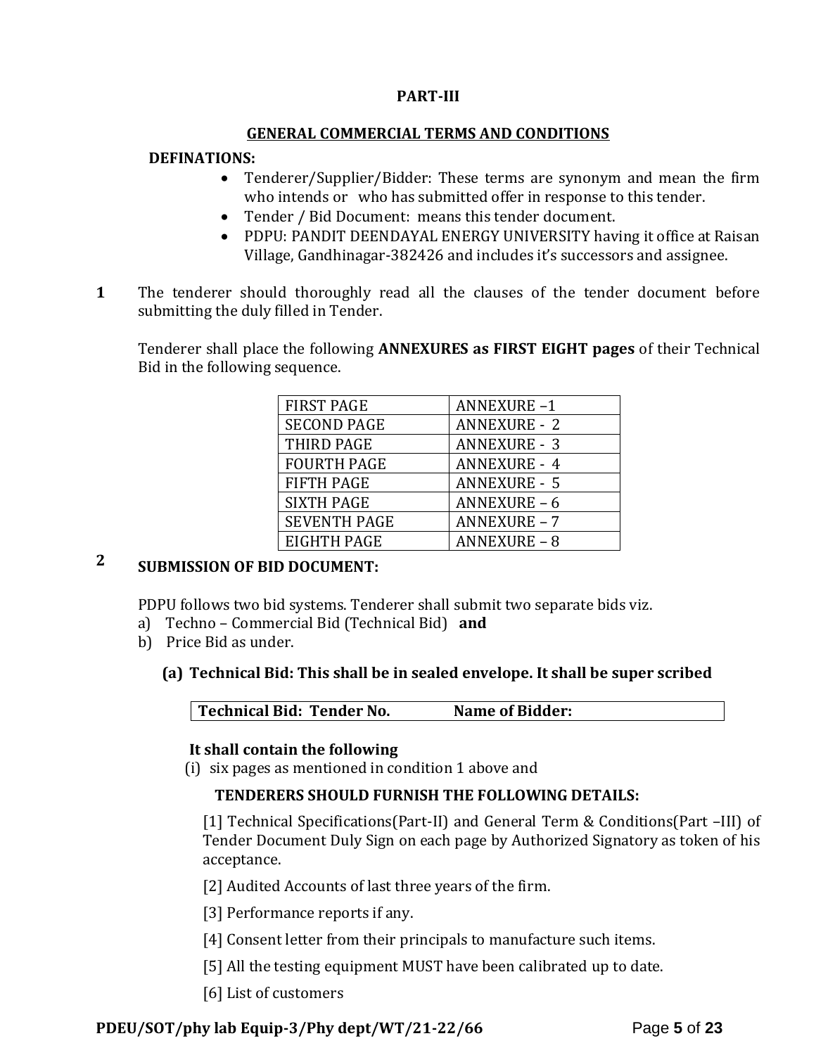## PART-III

## GENERAL COMMERCIAL TERMS AND CONDITIONS

**DEFINATIONS:**

- Tenderer/Supplier/Bidder: These terms are synonym and mean the firm who intends or who has submitted offer in response to this tender.
- Tender / Bid Document: means this tender document.
- PDPU: PANDIT DEENDAYAL ENERGY UNIVERSITY having it office at Raisan Village, Gandhinagar-382426 and includes it's successors and assignee.

**1** The tenderer should thoroughly read all the clauses of the tender document before submitting the duly filled in Tender.

Tenderer shall place the following **ANNEXURES as FIRST EIGHT pages** of their Technical Bid in the following sequence.

| FIRST PAGE | ANNEXURE –1 |
|---|---|
| SECOND PAGE | ANNEXURE - 2 |
| THIRD PAGE | ANNEXURE - 3 |
| FOURTH PAGE | ANNEXURE - 4 |
| FIFTH PAGE | ANNEXURE - 5 |
| SIXTH PAGE | ANNEXURE – 6 |
| SEVENTH PAGE | ANNEXURE – 7 |
| EIGHTH PAGE | ANNEXURE – 8 |

**2** **SUBMISSION OF BID DOCUMENT:**

PDPU follows two bid systems. Tenderer shall submit two separate bids viz.

a) Techno – Commercial Bid (Technical Bid) **and**
b) Price Bid as under.

**(a) Technical Bid: This shall be in sealed envelope. It shall be super scribed**

| **Technical Bid: Tender No.** | **Name of Bidder:** |
|---|---|

**It shall contain the following**

(i) six pages as mentioned in condition 1 above and

**TENDERERS SHOULD FURNISH THE FOLLOWING DETAILS:**

[1] Technical Specifications(Part-II) and General Term & Conditions(Part –III) of Tender Document Duly Sign on each page by Authorized Signatory as token of his acceptance.

[2] Audited Accounts of last three years of the firm.

[3] Performance reports if any.

[4] Consent letter from their principals to manufacture such items.

[5] All the testing equipment MUST have been calibrated up to date.

[6] List of customers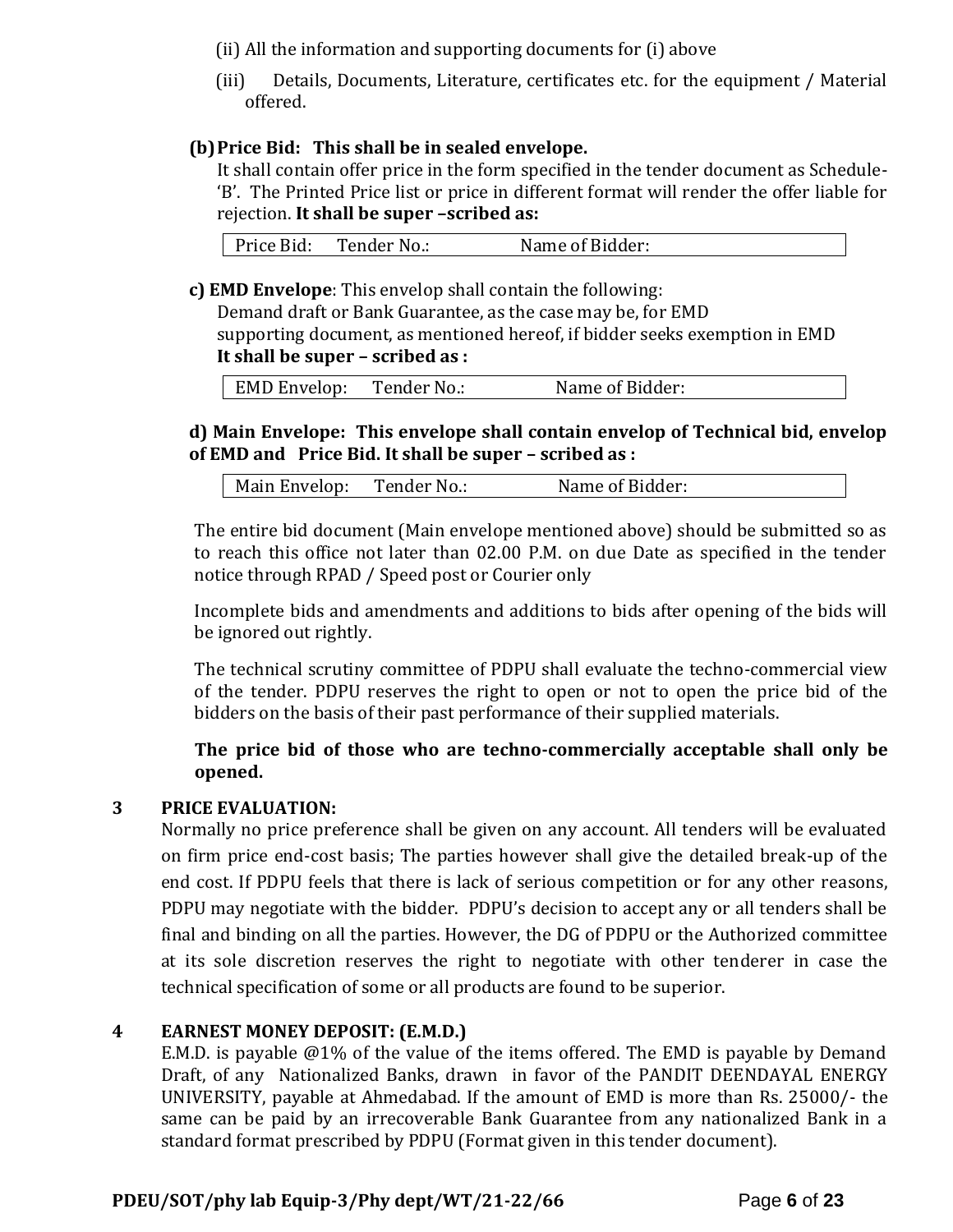(ii) All the information and supporting documents for (i) above

(iii) Details, Documents, Literature, certificates etc. for the equipment / Material offered.

**(b) Price Bid: This shall be in sealed envelope.**

It shall contain offer price in the form specified in the tender document as Schedule-'B'. The Printed Price list or price in different format will render the offer liable for rejection. **It shall be super –scribed as:**

| Price Bid: Tender No.: Name of Bidder: |
|---|

**c) EMD Envelope**: This envelop shall contain the following:

Demand draft or Bank Guarantee, as the case may be, for EMD

supporting document, as mentioned hereof, if bidder seeks exemption in EMD

**It shall be super – scribed as :**

| EMD Envelop: Tender No.: Name of Bidder: |
|---|

**d) Main Envelope: This envelope shall contain envelop of Technical bid, envelop of EMD and Price Bid. It shall be super – scribed as :**

| Main Envelop: Tender No.: Name of Bidder: |
|---|

The entire bid document (Main envelope mentioned above) should be submitted so as to reach this office not later than 02.00 P.M. on due Date as specified in the tender notice through RPAD / Speed post or Courier only

Incomplete bids and amendments and additions to bids after opening of the bids will be ignored out rightly.

The technical scrutiny committee of PDPU shall evaluate the techno-commercial view of the tender. PDPU reserves the right to open or not to open the price bid of the bidders on the basis of their past performance of their supplied materials.

**The price bid of those who are techno-commercially acceptable shall only be opened.**

## 3 PRICE EVALUATION:

Normally no price preference shall be given on any account. All tenders will be evaluated on firm price end-cost basis; The parties however shall give the detailed break-up of the end cost. If PDPU feels that there is lack of serious competition or for any other reasons, PDPU may negotiate with the bidder. PDPU's decision to accept any or all tenders shall be final and binding on all the parties. However, the DG of PDPU or the Authorized committee at its sole discretion reserves the right to negotiate with other tenderer in case the technical specification of some or all products are found to be superior.

## 4 EARNEST MONEY DEPOSIT: (E.M.D.)

E.M.D. is payable @1% of the value of the items offered. The EMD is payable by Demand Draft, of any Nationalized Banks, drawn in favor of the PANDIT DEENDAYAL ENERGY UNIVERSITY, payable at Ahmedabad. If the amount of EMD is more than Rs. 25000/- the same can be paid by an irrecoverable Bank Guarantee from any nationalized Bank in a standard format prescribed by PDPU (Format given in this tender document).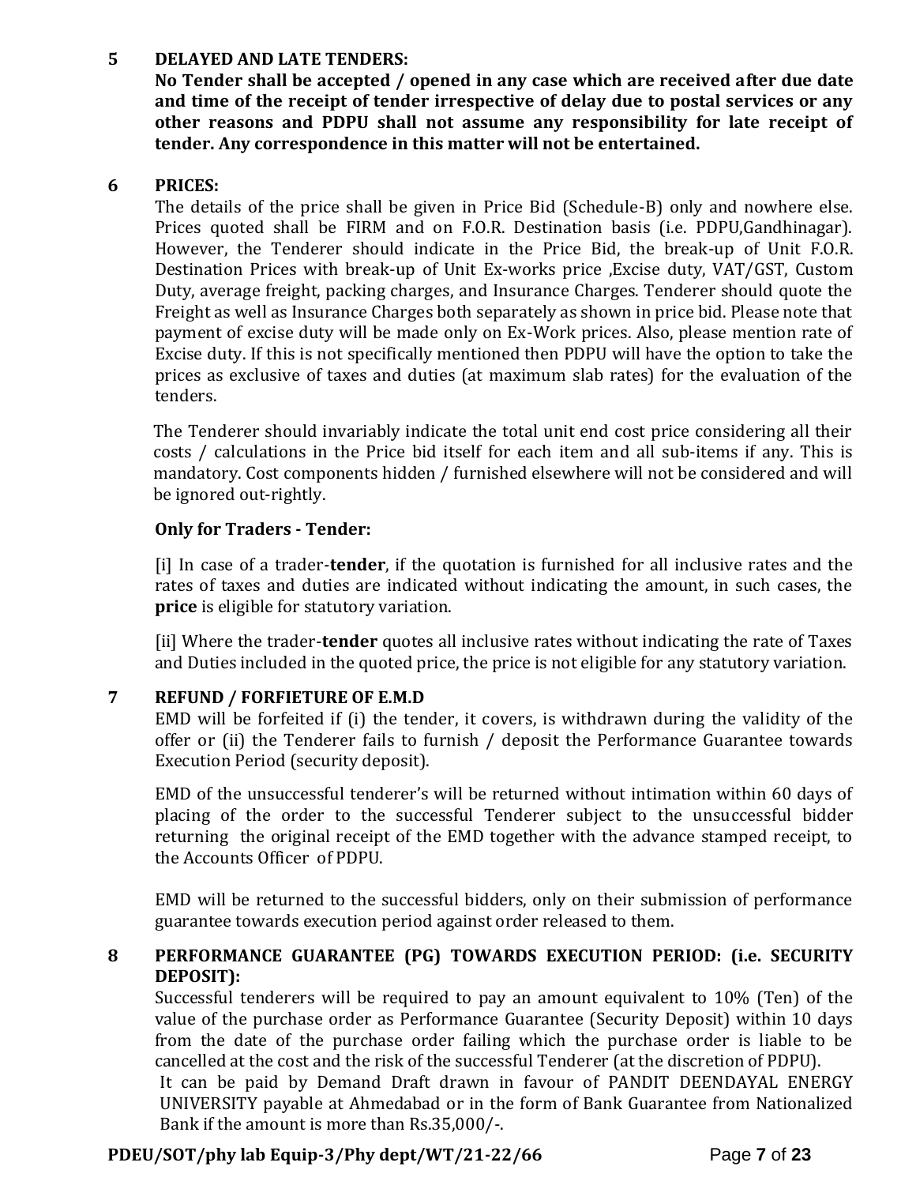## 5 DELAYED AND LATE TENDERS:

**No Tender shall be accepted / opened in any case which are received after due date and time of the receipt of tender irrespective of delay due to postal services or any other reasons and PDPU shall not assume any responsibility for late receipt of tender. Any correspondence in this matter will not be entertained.**

## 6 PRICES:

The details of the price shall be given in Price Bid (Schedule-B) only and nowhere else. Prices quoted shall be FIRM and on F.O.R. Destination basis (i.e. PDPU,Gandhinagar). However, the Tenderer should indicate in the Price Bid, the break-up of Unit F.O.R. Destination Prices with break-up of Unit Ex-works price ,Excise duty, VAT/GST, Custom Duty, average freight, packing charges, and Insurance Charges. Tenderer should quote the Freight as well as Insurance Charges both separately as shown in price bid. Please note that payment of excise duty will be made only on Ex-Work prices. Also, please mention rate of Excise duty. If this is not specifically mentioned then PDPU will have the option to take the prices as exclusive of taxes and duties (at maximum slab rates) for the evaluation of the tenders.

The Tenderer should invariably indicate the total unit end cost price considering all their costs / calculations in the Price bid itself for each item and all sub-items if any. This is mandatory. Cost components hidden / furnished elsewhere will not be considered and will be ignored out-rightly.

**Only for Traders - Tender:**

[i] In case of a trader-**tender**, if the quotation is furnished for all inclusive rates and the rates of taxes and duties are indicated without indicating the amount, in such cases, the **price** is eligible for statutory variation.

[ii] Where the trader-**tender** quotes all inclusive rates without indicating the rate of Taxes and Duties included in the quoted price, the price is not eligible for any statutory variation.

## 7 REFUND / FORFIETURE OF E.M.D

EMD will be forfeited if (i) the tender, it covers, is withdrawn during the validity of the offer or (ii) the Tenderer fails to furnish / deposit the Performance Guarantee towards Execution Period (security deposit).

EMD of the unsuccessful tenderer's will be returned without intimation within 60 days of placing of the order to the successful Tenderer subject to the unsuccessful bidder returning the original receipt of the EMD together with the advance stamped receipt, to the Accounts Officer of PDPU.

EMD will be returned to the successful bidders, only on their submission of performance guarantee towards execution period against order released to them.

## 8 PERFORMANCE GUARANTEE (PG) TOWARDS EXECUTION PERIOD: (i.e. SECURITY DEPOSIT):

Successful tenderers will be required to pay an amount equivalent to 10% (Ten) of the value of the purchase order as Performance Guarantee (Security Deposit) within 10 days from the date of the purchase order failing which the purchase order is liable to be cancelled at the cost and the risk of the successful Tenderer (at the discretion of PDPU).

It can be paid by Demand Draft drawn in favour of PANDIT DEENDAYAL ENERGY UNIVERSITY payable at Ahmedabad or in the form of Bank Guarantee from Nationalized Bank if the amount is more than Rs.35,000/-.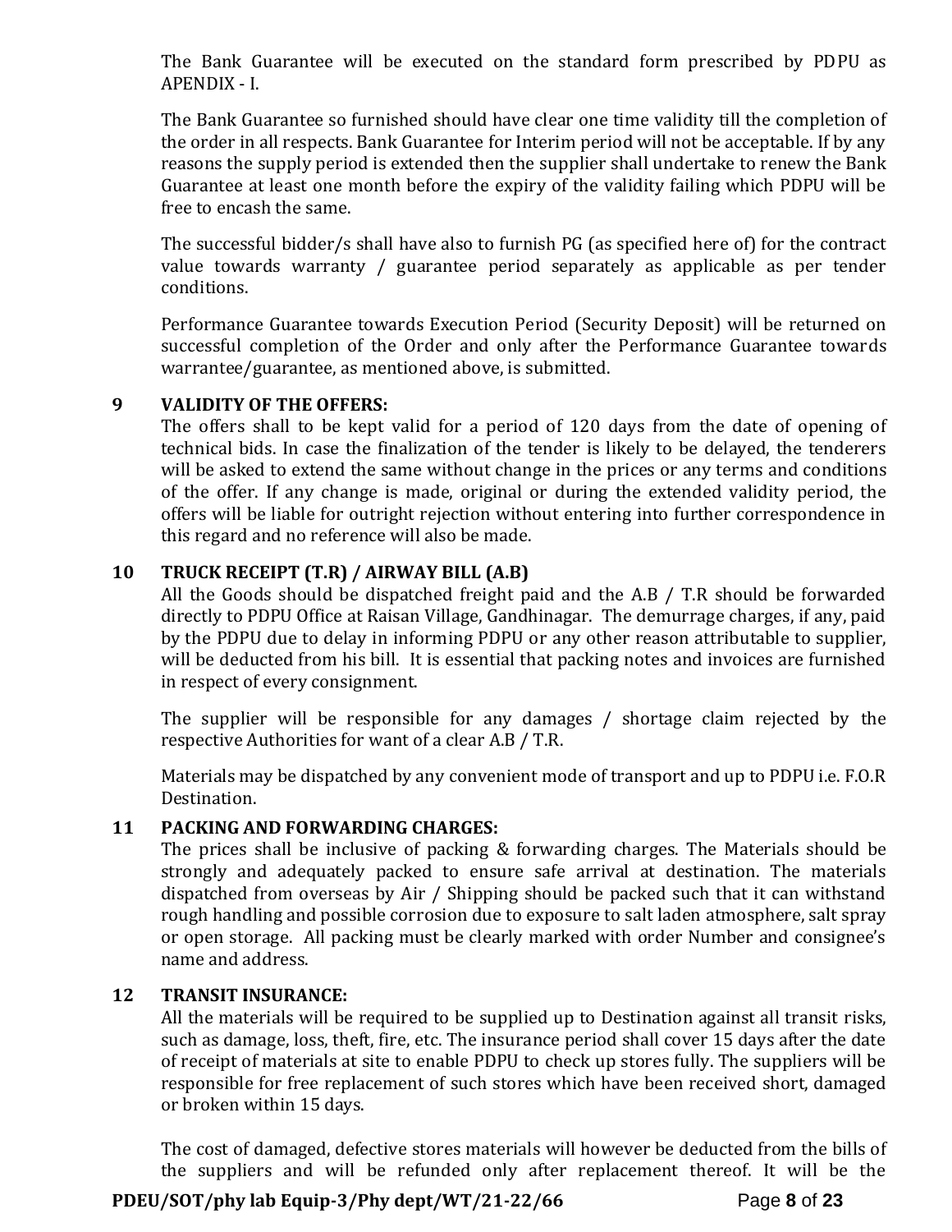The Bank Guarantee will be executed on the standard form prescribed by PDPU as APENDIX - I.

The Bank Guarantee so furnished should have clear one time validity till the completion of the order in all respects. Bank Guarantee for Interim period will not be acceptable. If by any reasons the supply period is extended then the supplier shall undertake to renew the Bank Guarantee at least one month before the expiry of the validity failing which PDPU will be free to encash the same.

The successful bidder/s shall have also to furnish PG (as specified here of) for the contract value towards warranty / guarantee period separately as applicable as per tender conditions.

Performance Guarantee towards Execution Period (Security Deposit) will be returned on successful completion of the Order and only after the Performance Guarantee towards warrantee/guarantee, as mentioned above, is submitted.

**9 VALIDITY OF THE OFFERS:**

The offers shall to be kept valid for a period of 120 days from the date of opening of technical bids. In case the finalization of the tender is likely to be delayed, the tenderers will be asked to extend the same without change in the prices or any terms and conditions of the offer. If any change is made, original or during the extended validity period, the offers will be liable for outright rejection without entering into further correspondence in this regard and no reference will also be made.

**10 TRUCK RECEIPT (T.R) / AIRWAY BILL (A.B)**

All the Goods should be dispatched freight paid and the A.B / T.R should be forwarded directly to PDPU Office at Raisan Village, Gandhinagar. The demurrage charges, if any, paid by the PDPU due to delay in informing PDPU or any other reason attributable to supplier, will be deducted from his bill. It is essential that packing notes and invoices are furnished in respect of every consignment.

The supplier will be responsible for any damages / shortage claim rejected by the respective Authorities for want of a clear A.B / T.R.

Materials may be dispatched by any convenient mode of transport and up to PDPU i.e. F.O.R Destination.

**11 PACKING AND FORWARDING CHARGES:**

The prices shall be inclusive of packing & forwarding charges. The Materials should be strongly and adequately packed to ensure safe arrival at destination. The materials dispatched from overseas by Air / Shipping should be packed such that it can withstand rough handling and possible corrosion due to exposure to salt laden atmosphere, salt spray or open storage. All packing must be clearly marked with order Number and consignee's name and address.

**12 TRANSIT INSURANCE:**

All the materials will be required to be supplied up to Destination against all transit risks, such as damage, loss, theft, fire, etc. The insurance period shall cover 15 days after the date of receipt of materials at site to enable PDPU to check up stores fully. The suppliers will be responsible for free replacement of such stores which have been received short, damaged or broken within 15 days.

The cost of damaged, defective stores materials will however be deducted from the bills of the suppliers and will be refunded only after replacement thereof. It will be the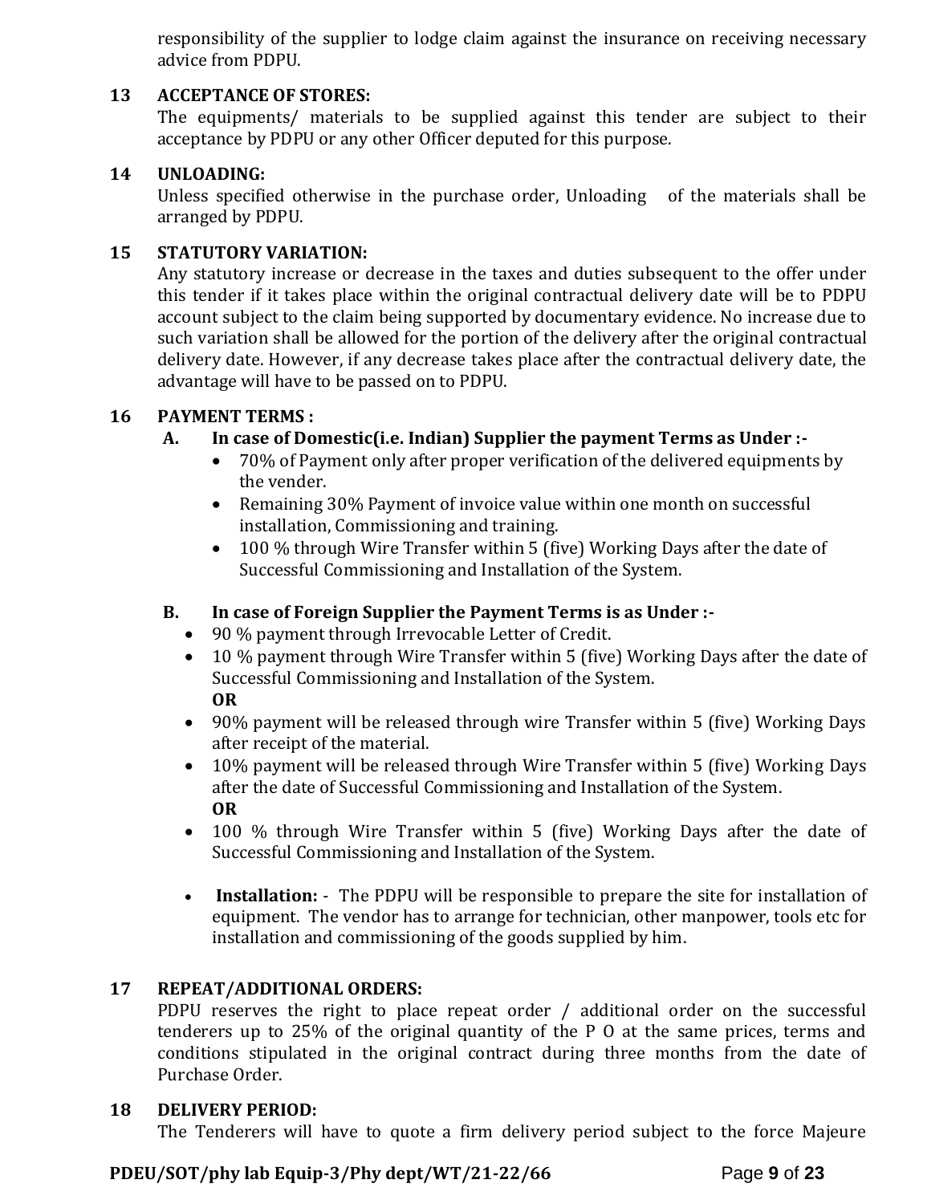responsibility of the supplier to lodge claim against the insurance on receiving necessary advice from PDPU.

**13 ACCEPTANCE OF STORES:**

The equipments/ materials to be supplied against this tender are subject to their acceptance by PDPU or any other Officer deputed for this purpose.

**14 UNLOADING:**

Unless specified otherwise in the purchase order, Unloading of the materials shall be arranged by PDPU.

**15 STATUTORY VARIATION:**

Any statutory increase or decrease in the taxes and duties subsequent to the offer under this tender if it takes place within the original contractual delivery date will be to PDPU account subject to the claim being supported by documentary evidence. No increase due to such variation shall be allowed for the portion of the delivery after the original contractual delivery date. However, if any decrease takes place after the contractual delivery date, the advantage will have to be passed on to PDPU.

**16 PAYMENT TERMS :**

**A. In case of Domestic(i.e. Indian) Supplier the payment Terms as Under :-**

- 70% of Payment only after proper verification of the delivered equipments by the vender.
- Remaining 30% Payment of invoice value within one month on successful installation, Commissioning and training.
- 100 % through Wire Transfer within 5 (five) Working Days after the date of Successful Commissioning and Installation of the System.

**B. In case of Foreign Supplier the Payment Terms is as Under :-**

- 90 % payment through Irrevocable Letter of Credit.
- 10 % payment through Wire Transfer within 5 (five) Working Days after the date of Successful Commissioning and Installation of the System.
  **OR**
- 90% payment will be released through wire Transfer within 5 (five) Working Days after receipt of the material.
- 10% payment will be released through Wire Transfer within 5 (five) Working Days after the date of Successful Commissioning and Installation of the System.
  **OR**
- 100 % through Wire Transfer within 5 (five) Working Days after the date of Successful Commissioning and Installation of the System.

- **Installation:** - The PDPU will be responsible to prepare the site for installation of equipment. The vendor has to arrange for technician, other manpower, tools etc for installation and commissioning of the goods supplied by him.

**17 REPEAT/ADDITIONAL ORDERS:**

PDPU reserves the right to place repeat order / additional order on the successful tenderers up to 25% of the original quantity of the P O at the same prices, terms and conditions stipulated in the original contract during three months from the date of Purchase Order.

**18 DELIVERY PERIOD:**

The Tenderers will have to quote a firm delivery period subject to the force Majeure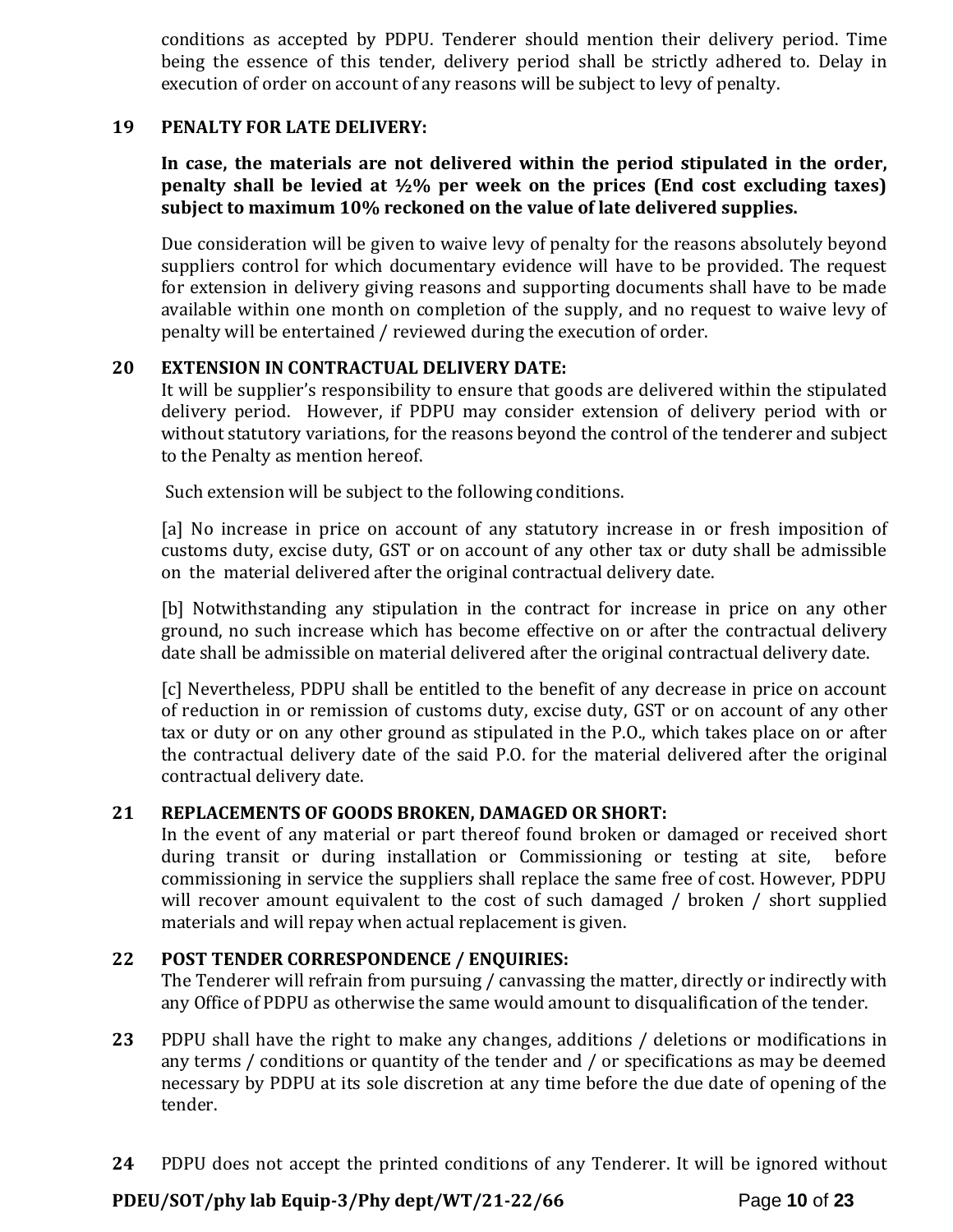conditions as accepted by PDPU. Tenderer should mention their delivery period. Time being the essence of this tender, delivery period shall be strictly adhered to. Delay in execution of order on account of any reasons will be subject to levy of penalty.

**19 PENALTY FOR LATE DELIVERY:**

**In case, the materials are not delivered within the period stipulated in the order, penalty shall be levied at ½% per week on the prices (End cost excluding taxes) subject to maximum 10% reckoned on the value of late delivered supplies.**

Due consideration will be given to waive levy of penalty for the reasons absolutely beyond suppliers control for which documentary evidence will have to be provided. The request for extension in delivery giving reasons and supporting documents shall have to be made available within one month on completion of the supply, and no request to waive levy of penalty will be entertained / reviewed during the execution of order.

**20 EXTENSION IN CONTRACTUAL DELIVERY DATE:**

It will be supplier's responsibility to ensure that goods are delivered within the stipulated delivery period. However, if PDPU may consider extension of delivery period with or without statutory variations, for the reasons beyond the control of the tenderer and subject to the Penalty as mention hereof.

Such extension will be subject to the following conditions.

[a] No increase in price on account of any statutory increase in or fresh imposition of customs duty, excise duty, GST or on account of any other tax or duty shall be admissible on the material delivered after the original contractual delivery date.

[b] Notwithstanding any stipulation in the contract for increase in price on any other ground, no such increase which has become effective on or after the contractual delivery date shall be admissible on material delivered after the original contractual delivery date.

[c] Nevertheless, PDPU shall be entitled to the benefit of any decrease in price on account of reduction in or remission of customs duty, excise duty, GST or on account of any other tax or duty or on any other ground as stipulated in the P.O., which takes place on or after the contractual delivery date of the said P.O. for the material delivered after the original contractual delivery date.

**21 REPLACEMENTS OF GOODS BROKEN, DAMAGED OR SHORT:**

In the event of any material or part thereof found broken or damaged or received short during transit or during installation or Commissioning or testing at site, before commissioning in service the suppliers shall replace the same free of cost. However, PDPU will recover amount equivalent to the cost of such damaged / broken / short supplied materials and will repay when actual replacement is given.

**22 POST TENDER CORRESPONDENCE / ENQUIRIES:**

The Tenderer will refrain from pursuing / canvassing the matter, directly or indirectly with any Office of PDPU as otherwise the same would amount to disqualification of the tender.

**23** PDPU shall have the right to make any changes, additions / deletions or modifications in any terms / conditions or quantity of the tender and / or specifications as may be deemed necessary by PDPU at its sole discretion at any time before the due date of opening of the tender.

**24** PDPU does not accept the printed conditions of any Tenderer. It will be ignored without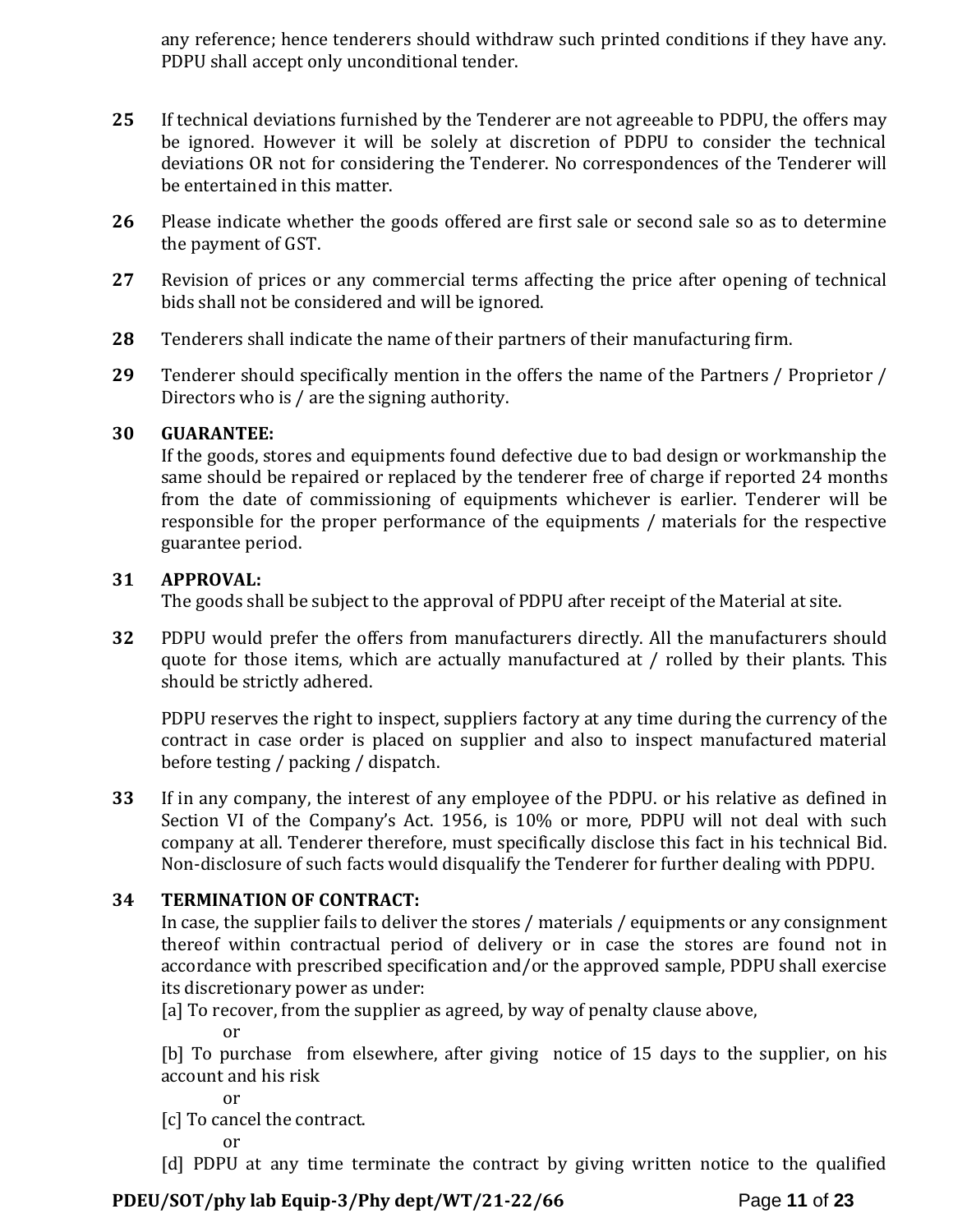any reference; hence tenderers should withdraw such printed conditions if they have any. PDPU shall accept only unconditional tender.

**25** If technical deviations furnished by the Tenderer are not agreeable to PDPU, the offers may be ignored. However it will be solely at discretion of PDPU to consider the technical deviations OR not for considering the Tenderer. No correspondences of the Tenderer will be entertained in this matter.

**26** Please indicate whether the goods offered are first sale or second sale so as to determine the payment of GST.

**27** Revision of prices or any commercial terms affecting the price after opening of technical bids shall not be considered and will be ignored.

**28** Tenderers shall indicate the name of their partners of their manufacturing firm.

**29** Tenderer should specifically mention in the offers the name of the Partners / Proprietor / Directors who is / are the signing authority.

**30** **GUARANTEE:**
If the goods, stores and equipments found defective due to bad design or workmanship the same should be repaired or replaced by the tenderer free of charge if reported 24 months from the date of commissioning of equipments whichever is earlier. Tenderer will be responsible for the proper performance of the equipments / materials for the respective guarantee period.

**31** **APPROVAL:**
The goods shall be subject to the approval of PDPU after receipt of the Material at site.

**32** PDPU would prefer the offers from manufacturers directly. All the manufacturers should quote for those items, which are actually manufactured at / rolled by their plants. This should be strictly adhered.

PDPU reserves the right to inspect, suppliers factory at any time during the currency of the contract in case order is placed on supplier and also to inspect manufactured material before testing / packing / dispatch.

**33** If in any company, the interest of any employee of the PDPU. or his relative as defined in Section VI of the Company's Act. 1956, is 10% or more, PDPU will not deal with such company at all. Tenderer therefore, must specifically disclose this fact in his technical Bid. Non-disclosure of such facts would disqualify the Tenderer for further dealing with PDPU.

**34** **TERMINATION OF CONTRACT:**
In case, the supplier fails to deliver the stores / materials / equipments or any consignment thereof within contractual period of delivery or in case the stores are found not in accordance with prescribed specification and/or the approved sample, PDPU shall exercise its discretionary power as under:

[a] To recover, from the supplier as agreed, by way of penalty clause above,

or

[b] To purchase from elsewhere, after giving notice of 15 days to the supplier, on his account and his risk

or

[c] To cancel the contract.

or

[d] PDPU at any time terminate the contract by giving written notice to the qualified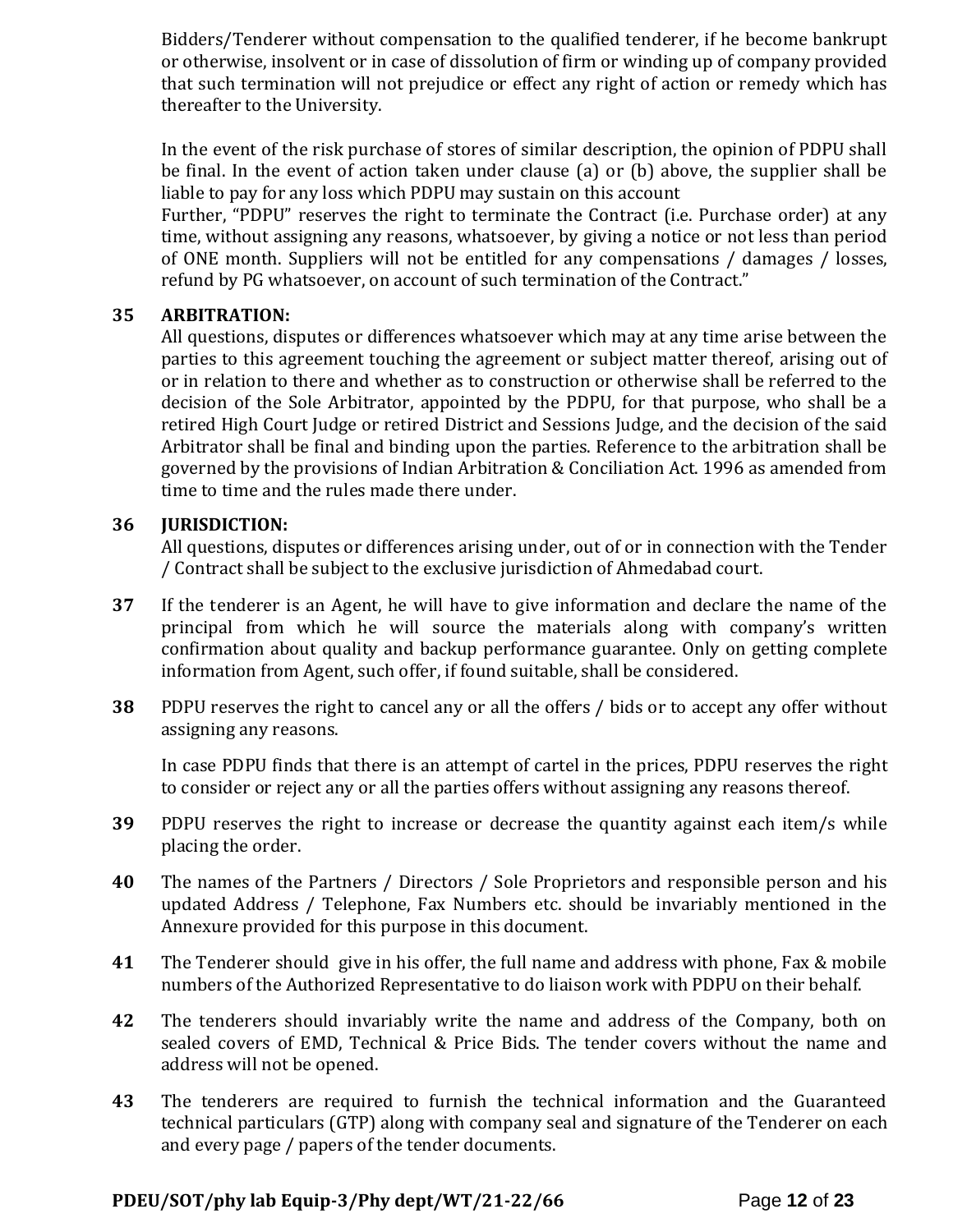Bidders/Tenderer without compensation to the qualified tenderer, if he become bankrupt or otherwise, insolvent or in case of dissolution of firm or winding up of company provided that such termination will not prejudice or effect any right of action or remedy which has thereafter to the University.

In the event of the risk purchase of stores of similar description, the opinion of PDPU shall be final. In the event of action taken under clause (a) or (b) above, the supplier shall be liable to pay for any loss which PDPU may sustain on this account
Further, "PDPU" reserves the right to terminate the Contract (i.e. Purchase order) at any time, without assigning any reasons, whatsoever, by giving a notice or not less than period of ONE month. Suppliers will not be entitled for any compensations / damages / losses, refund by PG whatsoever, on account of such termination of the Contract."

**35 ARBITRATION:**

All questions, disputes or differences whatsoever which may at any time arise between the parties to this agreement touching the agreement or subject matter thereof, arising out of or in relation to there and whether as to construction or otherwise shall be referred to the decision of the Sole Arbitrator, appointed by the PDPU, for that purpose, who shall be a retired High Court Judge or retired District and Sessions Judge, and the decision of the said Arbitrator shall be final and binding upon the parties. Reference to the arbitration shall be governed by the provisions of Indian Arbitration & Conciliation Act. 1996 as amended from time to time and the rules made there under.

**36 JURISDICTION:**

All questions, disputes or differences arising under, out of or in connection with the Tender / Contract shall be subject to the exclusive jurisdiction of Ahmedabad court.

**37** If the tenderer is an Agent, he will have to give information and declare the name of the principal from which he will source the materials along with company's written confirmation about quality and backup performance guarantee. Only on getting complete information from Agent, such offer, if found suitable, shall be considered.

**38** PDPU reserves the right to cancel any or all the offers / bids or to accept any offer without assigning any reasons.

In case PDPU finds that there is an attempt of cartel in the prices, PDPU reserves the right to consider or reject any or all the parties offers without assigning any reasons thereof.

**39** PDPU reserves the right to increase or decrease the quantity against each item/s while placing the order.

**40** The names of the Partners / Directors / Sole Proprietors and responsible person and his updated Address / Telephone, Fax Numbers etc. should be invariably mentioned in the Annexure provided for this purpose in this document.

**41** The Tenderer should give in his offer, the full name and address with phone, Fax & mobile numbers of the Authorized Representative to do liaison work with PDPU on their behalf.

**42** The tenderers should invariably write the name and address of the Company, both on sealed covers of EMD, Technical & Price Bids. The tender covers without the name and address will not be opened.

**43** The tenderers are required to furnish the technical information and the Guaranteed technical particulars (GTP) along with company seal and signature of the Tenderer on each and every page / papers of the tender documents.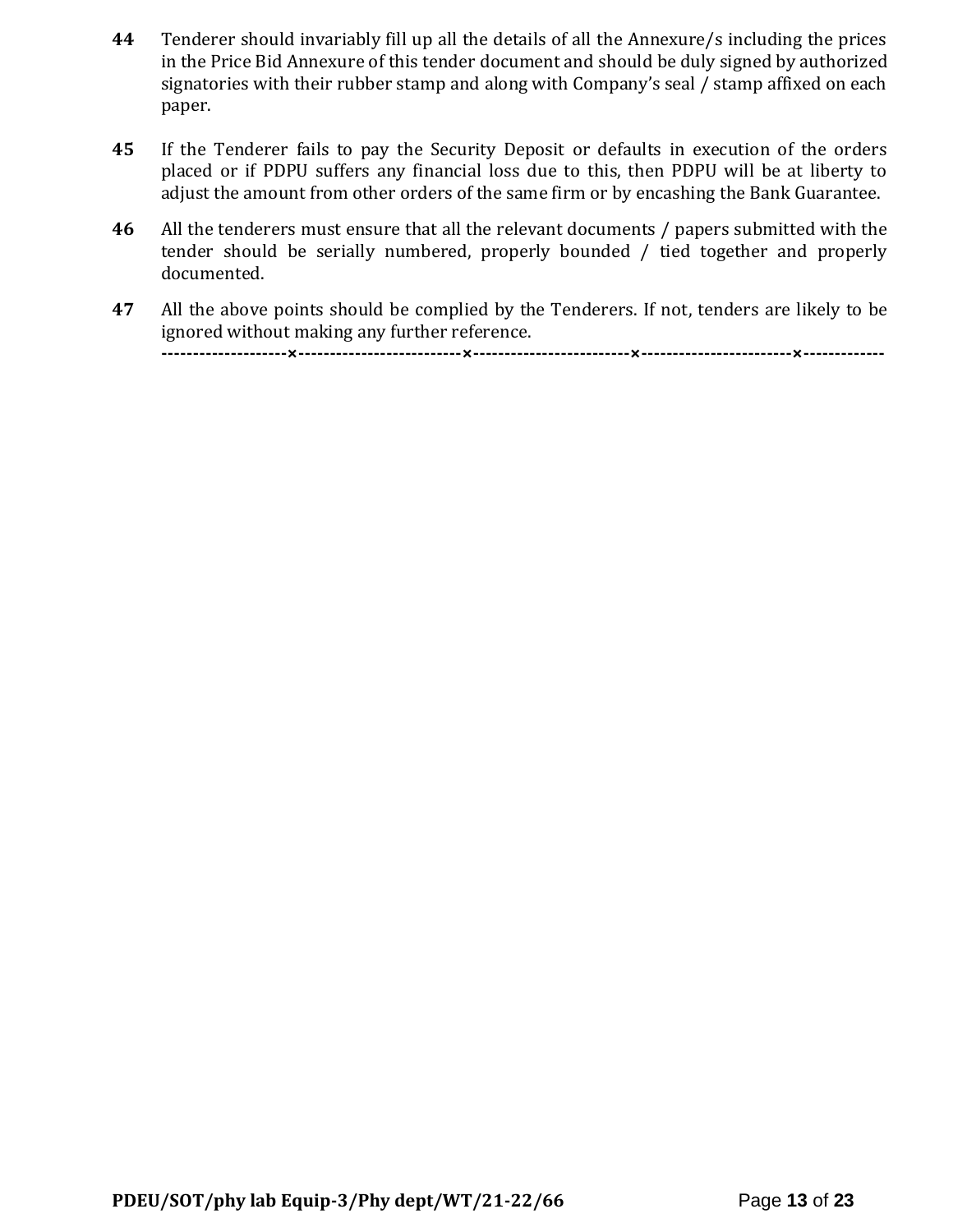**44** Tenderer should invariably fill up all the details of all the Annexure/s including the prices in the Price Bid Annexure of this tender document and should be duly signed by authorized signatories with their rubber stamp and along with Company's seal / stamp affixed on each paper.

**45** If the Tenderer fails to pay the Security Deposit or defaults in execution of the orders placed or if PDPU suffers any financial loss due to this, then PDPU will be at liberty to adjust the amount from other orders of the same firm or by encashing the Bank Guarantee.

**46** All the tenderers must ensure that all the relevant documents / papers submitted with the tender should be serially numbered, properly bounded / tied together and properly documented.

**47** All the above points should be complied by the Tenderers. If not, tenders are likely to be ignored without making any further reference.

--------------------×--------------------------×-------------------------×------------------------×-------------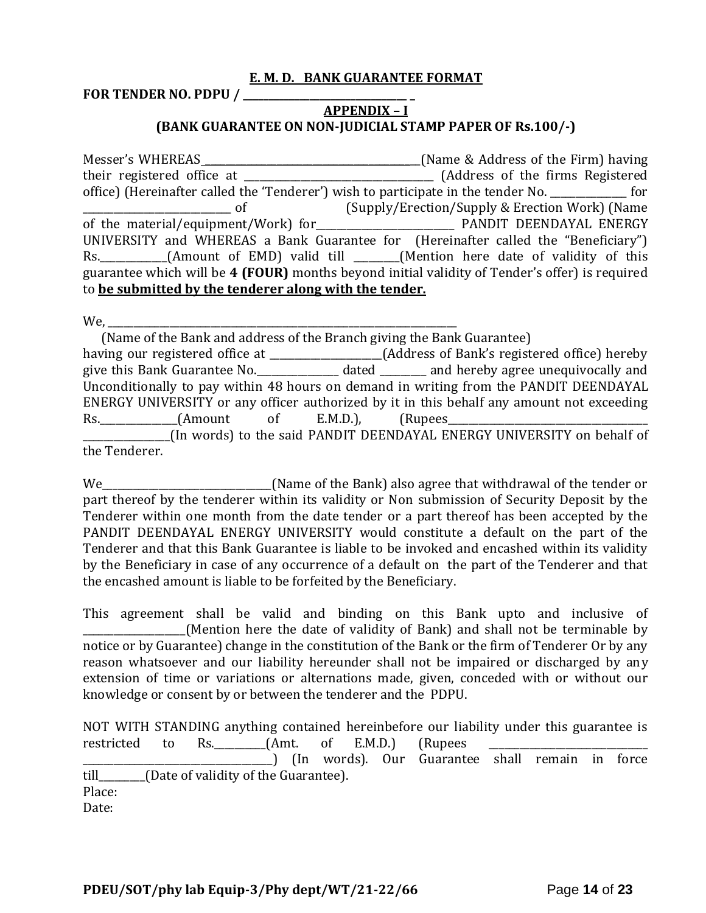**E. M. D. BANK GUARANTEE FORMAT**

**FOR TENDER NO. PDPU / ________________________________ _**

**APPENDIX – I**

**(BANK GUARANTEE ON NON-JUDICIAL STAMP PAPER OF Rs.100/-)**

Messer's WHEREAS_____________________________________________(Name & Address of the Firm) having their registered office at ______________________________________ (Address of the firms Registered office) (Hereinafter called the 'Tenderer') wish to participate in the tender No. _______________ for _____________________________ of (Supply/Erection/Supply & Erection Work) (Name of the material/equipment/Work) for___________________________ PANDIT DEENDAYAL ENERGY UNIVERSITY and WHEREAS a Bank Guarantee for (Hereinafter called the "Beneficiary") Rs.______________(Amount of EMD) valid till _________(Mention here date of validity of this guarantee which will be **4 (FOUR)** months beyond initial validity of Tender's offer) is required to **be submitted by the tenderer along with the tender.**

We, _________________________________________________________________________

(Name of the Bank and address of the Branch giving the Bank Guarantee)

having our registered office at ______________________(Address of Bank's registered office) hereby give this Bank Guarantee No.________________ dated _________ and hereby agree unequivocally and Unconditionally to pay within 48 hours on demand in writing from the PANDIT DEENDAYAL ENERGY UNIVERSITY or any officer authorized by it in this behalf any amount not exceeding Rs._______________(Amount of E.M.D.), (Rupees__________________________________________ _________________(In words) to the said PANDIT DEENDAYAL ENERGY UNIVERSITY on behalf of the Tenderer.

We__________________________________(Name of the Bank) also agree that withdrawal of the tender or part thereof by the tenderer within its validity or Non submission of Security Deposit by the Tenderer within one month from the date tender or a part thereof has been accepted by the PANDIT DEENDAYAL ENERGY UNIVERSITY would constitute a default on the part of the Tenderer and that this Bank Guarantee is liable to be invoked and encashed within its validity by the Beneficiary in case of any occurrence of a default on the part of the Tenderer and that the encashed amount is liable to be forfeited by the Beneficiary.

This agreement shall be valid and binding on this Bank upto and inclusive of ____________________(Mention here the date of validity of Bank) and shall not be terminable by notice or by Guarantee) change in the constitution of the Bank or the firm of Tenderer Or by any reason whatsoever and our liability hereunder shall not be impaired or discharged by any extension of time or variations or alternations made, given, conceded with or without our knowledge or consent by or between the tenderer and the PDPU.

NOT WITH STANDING anything contained hereinbefore our liability under this guarantee is restricted to Rs.__________(Amt. of E.M.D.) (Rupees ________________________________ ______________________________________) (In words). Our Guarantee shall remain in force till_________(Date of validity of the Guarantee).

Place:

Date:

**PDEU/SOT/phy lab Equip-3/Phy dept/WT/21-22/66**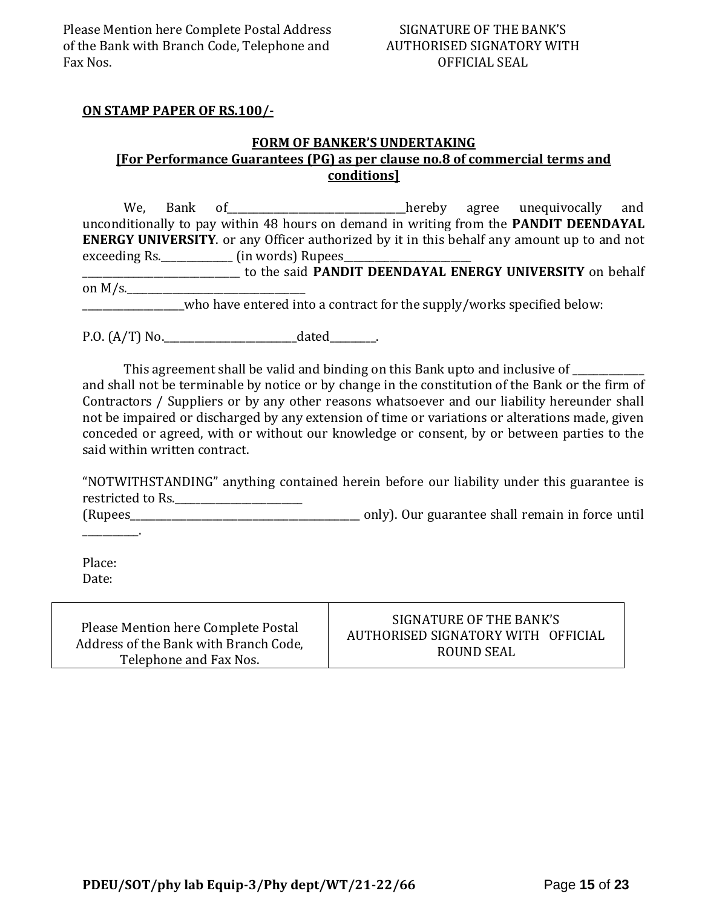| Please Mention here Complete Postal Address of the Bank with Branch Code, Telephone and Fax Nos. | SIGNATURE OF THE BANK'S AUTHORISED SIGNATORY WITH OFFICIAL SEAL |
|---|---|

**ON STAMP PAPER OF RS.100/-**

**FORM OF BANKER'S UNDERTAKING**
**[For Performance Guarantees (PG) as per clause no.8 of commercial terms and conditions]**

We, Bank of___________________________________hereby agree unequivocally and unconditionally to pay within 48 hours on demand in writing from the **PANDIT DEENDAYAL ENERGY UNIVERSITY**. or any Officer authorized by it in this behalf any amount up to and not exceeding Rs.______________ (in words) Rupees_________________________ ________________________________ to the said **PANDIT DEENDAYAL ENERGY UNIVERSITY** on behalf on M/s.____________________________________ ___________________who have entered into a contract for the supply/works specified below:

P.O. (A/T) No.__________________________dated_________.

This agreement shall be valid and binding on this Bank upto and inclusive of ______________ and shall not be terminable by notice or by change in the constitution of the Bank or the firm of Contractors / Suppliers or by any other reasons whatsoever and our liability hereunder shall not be impaired or discharged by any extension of time or variations or alterations made, given conceded or agreed, with or without our knowledge or consent, by or between parties to the said within written contract.

"NOTWITHSTANDING" anything contained herein before our liability under this guarantee is restricted to Rs.________________________ (Rupees_______________________________________________ only). Our guarantee shall remain in force until ___________.

Place:
Date:

| Please Mention here Complete Postal Address of the Bank with Branch Code, Telephone and Fax Nos. | SIGNATURE OF THE BANK'S AUTHORISED SIGNATORY WITH OFFICIAL ROUND SEAL |
|---|---|

PDEU/SOT/phy lab Equip-3/Phy dept/WT/21-22/66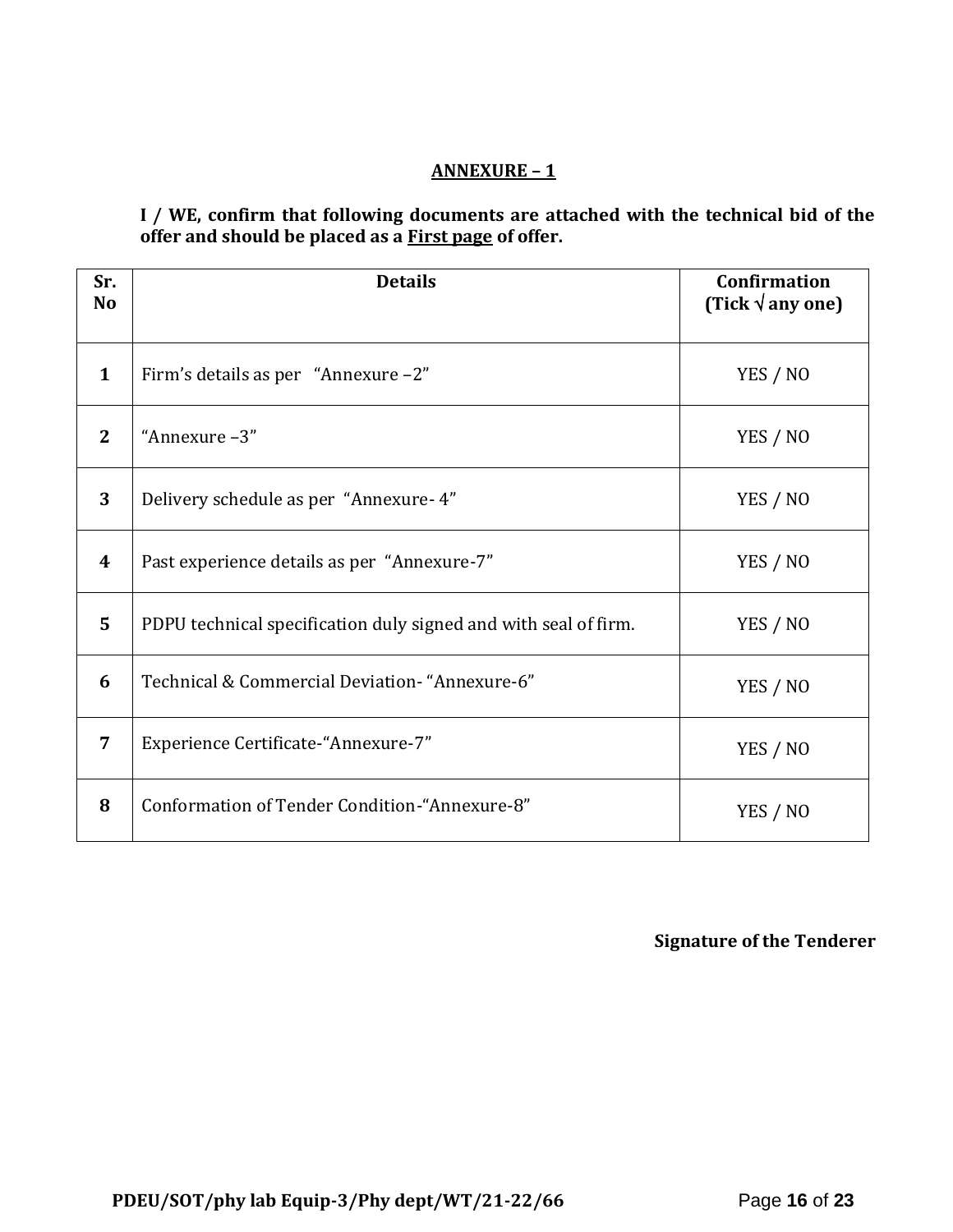## ANNEXURE – 1

**I / WE, confirm that following documents are attached with the technical bid of the offer and should be placed as a First page of offer.**

| Sr. No | Details | Confirmation (Tick √ any one) |
|---|---|---|
| **1** | Firm's details as per "Annexure –2" | YES / NO |
| **2** | "Annexure –3" | YES / NO |
| **3** | Delivery schedule as per "Annexure- 4" | YES / NO |
| **4** | Past experience details as per "Annexure-7" | YES / NO |
| **5** | PDPU technical specification duly signed and with seal of firm. | YES / NO |
| **6** | Technical & Commercial Deviation- "Annexure-6" | YES / NO |
| **7** | Experience Certificate-"Annexure-7" | YES / NO |
| **8** | Conformation of Tender Condition-"Annexure-8" | YES / NO |

**Signature of the Tenderer**

**PDEU/SOT/phy lab Equip-3/Phy dept/WT/21-22/66**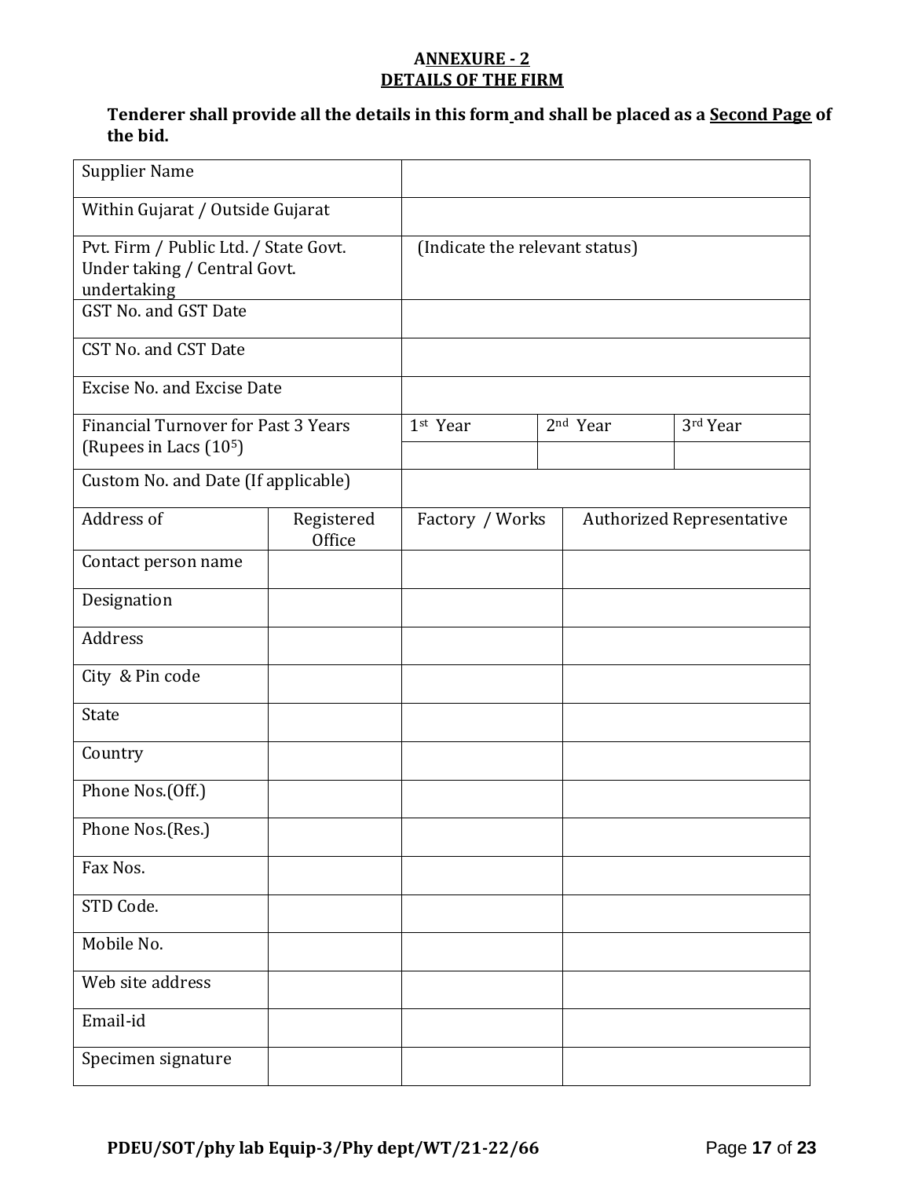## ANNEXURE - 2
## DETAILS OF THE FIRM

**Tenderer shall provide all the details in this form and shall be placed as a Second Page of the bid.**

| | | | | |
|---|---|---|---|---|
| Supplier Name | | | | |
| Within Gujarat / Outside Gujarat | | | | |
| Pvt. Firm / Public Ltd. / State Govt. Under taking / Central Govt. undertaking | | (Indicate the relevant status) | | |
| GST No. and GST Date | | | | |
| CST No. and CST Date | | | | |
| Excise No. and Excise Date | | | | |
| Financial Turnover for Past 3 Years (Rupees in Lacs ($10^5$) | | 1st Year | 2nd Year | 3rd Year |
| | | | | |
| Custom No. and Date (If applicable) | | | | |
| Address of | Registered Office | Factory / Works | Authorized Representative | |
| Contact person name | | | | |
| Designation | | | | |
| Address | | | | |
| City & Pin code | | | | |
| State | | | | |
| Country | | | | |
| Phone Nos.(Off.) | | | | |
| Phone Nos.(Res.) | | | | |
| Fax Nos. | | | | |
| STD Code. | | | | |
| Mobile No. | | | | |
| Web site address | | | | |
| Email-id | | | | |
| Specimen signature | | | | |

PDEU/SOT/phy lab Equip-3/Phy dept/WT/21-22/66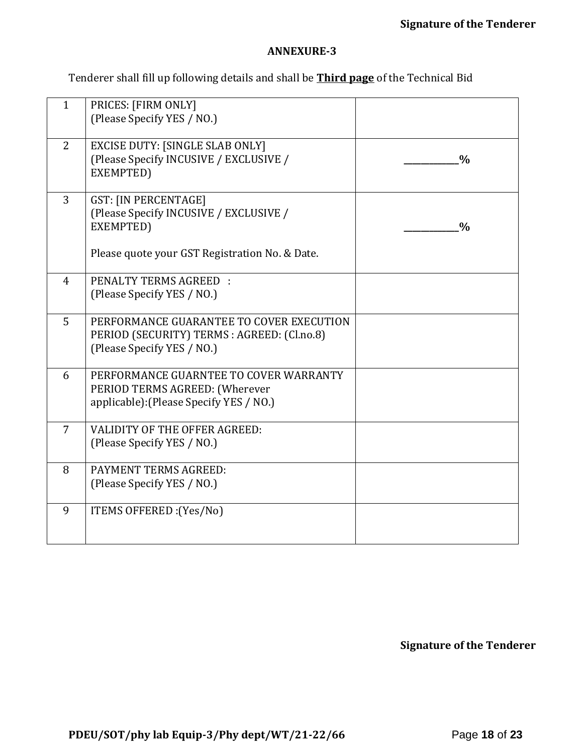**Signature of the Tenderer**

**ANNEXURE-3**

Tenderer shall fill up following details and shall be **Third page** of the Technical Bid

| | | |
|---|---|---|
| 1 | PRICES: [FIRM ONLY]<br>(Please Specify YES / NO.) | |
| 2 | EXCISE DUTY: [SINGLE SLAB ONLY]<br>(Please Specify INCUSIVE / EXCLUSIVE / EXEMPTED) | **____________%** |
| 3 | GST: [IN PERCENTAGE]<br>(Please Specify INCUSIVE / EXCLUSIVE / EXEMPTED)<br><br>Please quote your GST Registration No. & Date. | **____________%** |
| 4 | PENALTY TERMS AGREED :<br>(Please Specify YES / NO.) | |
| 5 | PERFORMANCE GUARANTEE TO COVER EXECUTION PERIOD (SECURITY) TERMS : AGREED: (Cl.no.8)<br>(Please Specify YES / NO.) | |
| 6 | PERFORMANCE GUARNTEE TO COVER WARRANTY PERIOD TERMS AGREED: (Wherever applicable):(Please Specify YES / NO.) | |
| 7 | VALIDITY OF THE OFFER AGREED:<br>(Please Specify YES / NO.) | |
| 8 | PAYMENT TERMS AGREED:<br>(Please Specify YES / NO.) | |
| 9 | ITEMS OFFERED :(Yes/No) | |

**Signature of the Tenderer**

**PDEU/SOT/phy lab Equip-3/Phy dept/WT/21-22/66**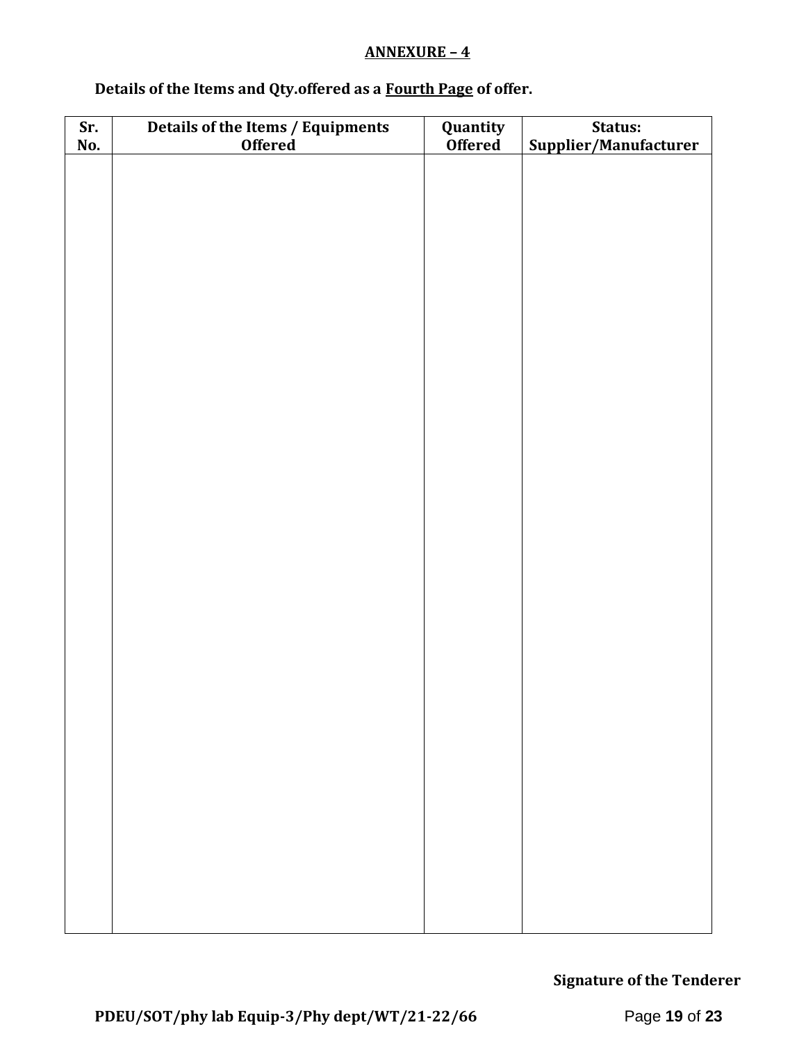**ANNEXURE – 4**

**Details of the Items and Qty.offered as a Fourth Page of offer.**

| Sr. No. | Details of the Items / Equipments Offered | Quantity Offered | Status: Supplier/Manufacturer |
|---|---|---|---|
| | | | |

**Signature of the Tenderer**

**PDEU/SOT/phy lab Equip-3/Phy dept/WT/21-22/66**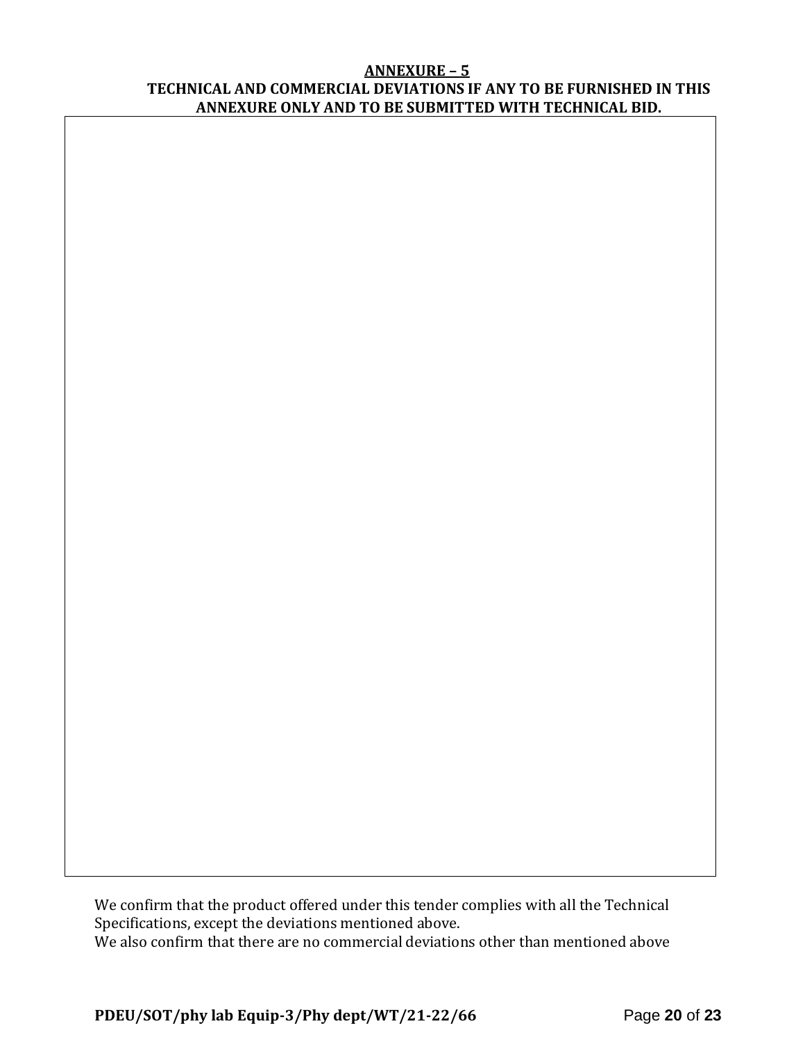## ANNEXURE – 5

**TECHNICAL AND COMMERCIAL DEVIATIONS IF ANY TO BE FURNISHED IN THIS ANNEXURE ONLY AND TO BE SUBMITTED WITH TECHNICAL BID.**

|   |
|---|
|   |

We confirm that the product offered under this tender complies with all the Technical Specifications, except the deviations mentioned above.

We also confirm that there are no commercial deviations other than mentioned above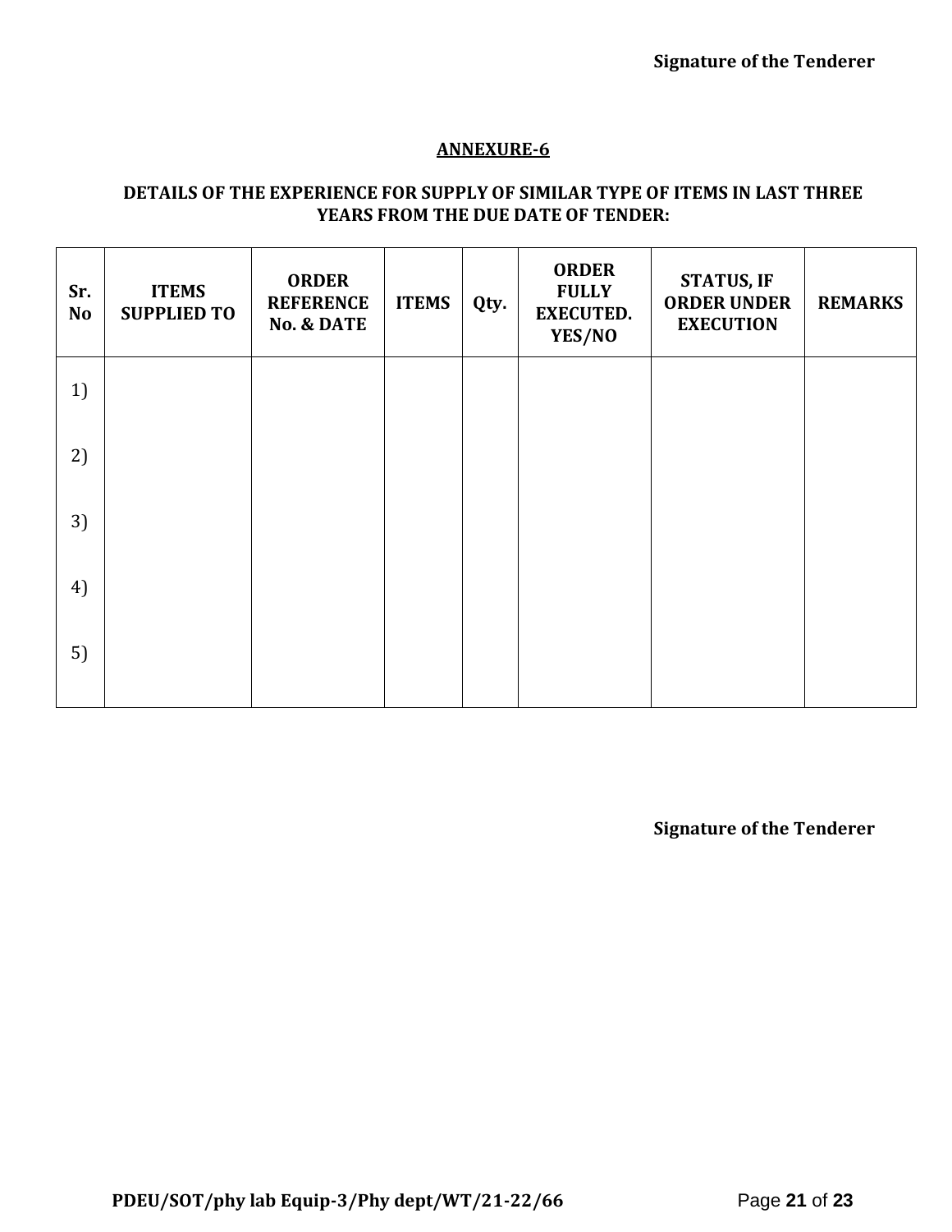**Signature of the Tenderer**

## ANNEXURE-6

### DETAILS OF THE EXPERIENCE FOR SUPPLY OF SIMILAR TYPE OF ITEMS IN LAST THREE YEARS FROM THE DUE DATE OF TENDER:

| Sr. No | ITEMS SUPPLIED TO | ORDER REFERENCE No. & DATE | ITEMS | Qty. | ORDER FULLY EXECUTED. YES/NO | STATUS, IF ORDER UNDER EXECUTION | REMARKS |
|---|---|---|---|---|---|---|---|
| 1) | | | | | | | |
| 2) | | | | | | | |
| 3) | | | | | | | |
| 4) | | | | | | | |
| 5) | | | | | | | |

**Signature of the Tenderer**

**PDEU/SOT/phy lab Equip-3/Phy dept/WT/21-22/66**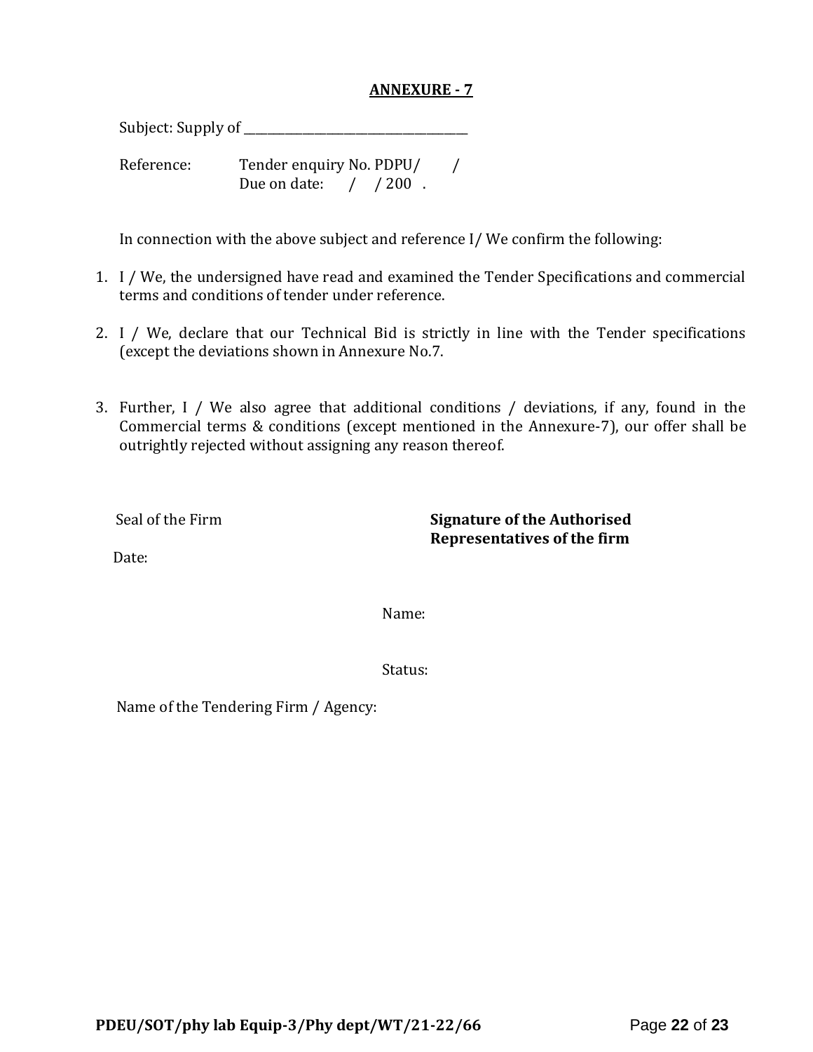## ANNEXURE - 7

Subject: Supply of ________________________________________

Reference: Tender enquiry No. PDPU/ /
Due on date: / / 200 .

In connection with the above subject and reference I/ We confirm the following:

1. I / We, the undersigned have read and examined the Tender Specifications and commercial terms and conditions of tender under reference.

2. I / We, declare that our Technical Bid is strictly in line with the Tender specifications (except the deviations shown in Annexure No.7.

3. Further, I / We also agree that additional conditions / deviations, if any, found in the Commercial terms & conditions (except mentioned in the Annexure-7), our offer shall be outrightly rejected without assigning any reason thereof.

Seal of the Firm

**Signature of the Authorised Representatives of the firm**

Date:

Name:

Status:

Name of the Tendering Firm / Agency: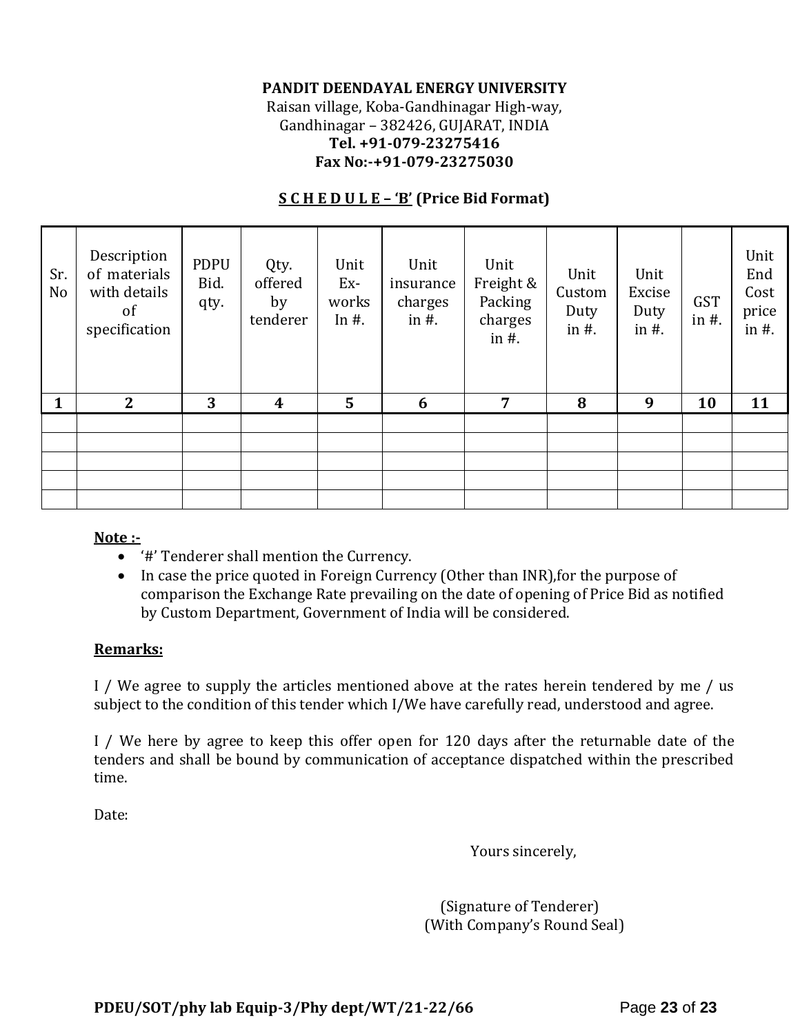**PANDIT DEENDAYAL ENERGY UNIVERSITY**
Raisan village, Koba-Gandhinagar High-way,
Gandhinagar – 382426, GUJARAT, INDIA
**Tel. +91-079-23275416**
**Fax No:-+91-079-23275030**

## **S C H E D U L E – 'B' (Price Bid Format)**

| Sr. No | Description of materials with details of specification | PDPU Bid. qty. | Qty. offered by tenderer | Unit Ex-works In #. | Unit insurance charges in #. | Unit Freight & Packing charges in #. | Unit Custom Duty in #. | Unit Excise Duty in #. | GST in #. | Unit End Cost price in #. |
|---|---|---|---|---|---|---|---|---|---|---|
| **1** | **2** | **3** | **4** | **5** | **6** | **7** | **8** | **9** | **10** | **11** |
| | | | | | | | | | | |
| | | | | | | | | | | |
| | | | | | | | | | | |
| | | | | | | | | | | |
| | | | | | | | | | | |

**Note :-**

- '#' Tenderer shall mention the Currency.
- In case the price quoted in Foreign Currency (Other than INR),for the purpose of comparison the Exchange Rate prevailing on the date of opening of Price Bid as notified by Custom Department, Government of India will be considered.

**Remarks:**

I / We agree to supply the articles mentioned above at the rates herein tendered by me / us subject to the condition of this tender which I/We have carefully read, understood and agree.

I / We here by agree to keep this offer open for 120 days after the returnable date of the tenders and shall be bound by communication of acceptance dispatched within the prescribed time.

Date:

Yours sincerely,

(Signature of Tenderer)
(With Company's Round Seal)

**PDEU/SOT/phy lab Equip-3/Phy dept/WT/21-22/66**